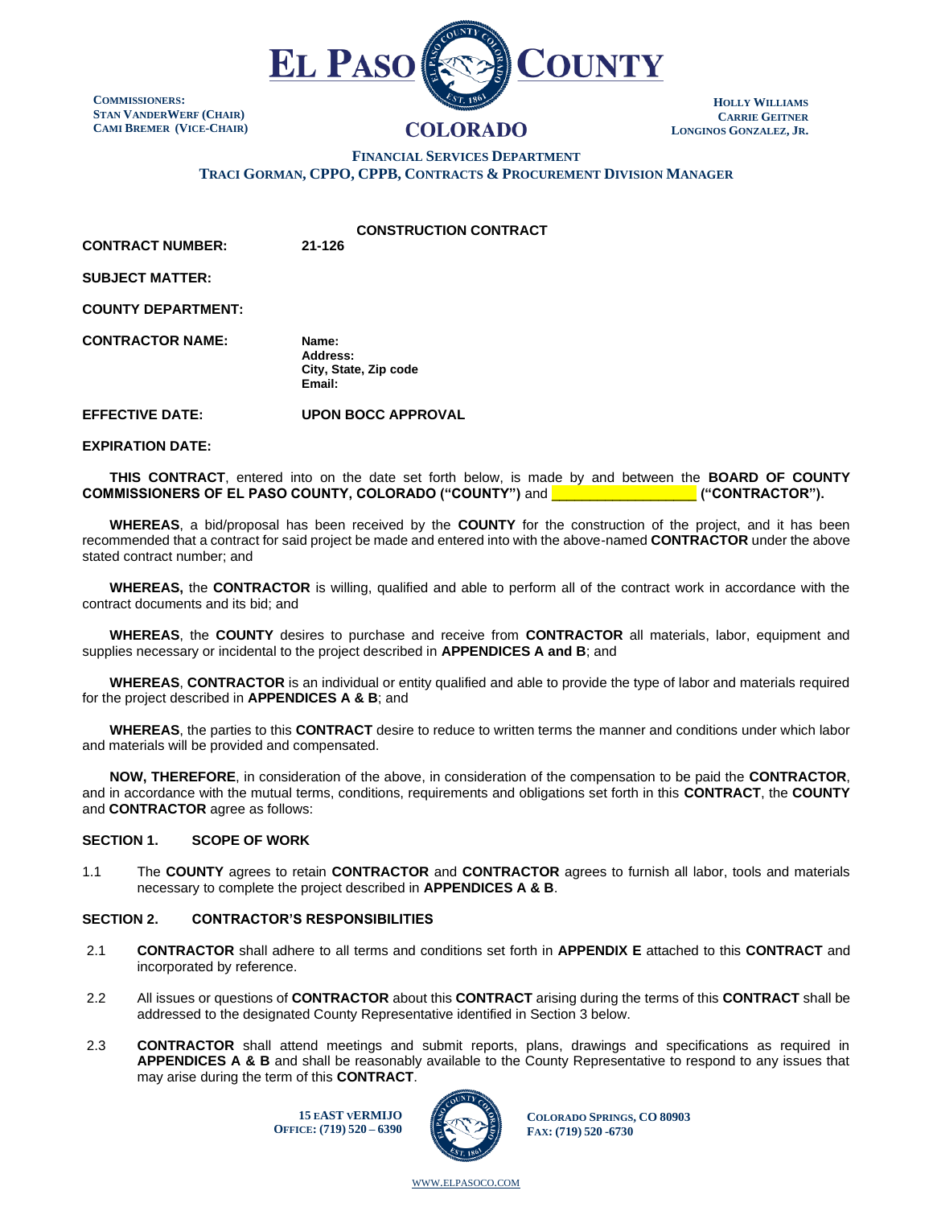**EL PASO COUNTY**

**COLORADO**

**COMMISSIONERS:**
**STAN VANDERWERF (CHAIR)**
**CAMI BREMER (VICE-CHAIR)**

**HOLLY WILLIAMS**
**CARRIE GEITNER**
**LONGINOS GONZALEZ, JR.**

**FINANCIAL SERVICES DEPARTMENT**
**TRACI GORMAN, CPPO, CPPB, CONTRACTS & PROCUREMENT DIVISION MANAGER**

**CONSTRUCTION CONTRACT**

**CONTRACT NUMBER:** **21-126**

**SUBJECT MATTER:**

**COUNTY DEPARTMENT:**

**CONTRACTOR NAME:**
**Name:**
**Address:**
**City, State, Zip code**
**Email:**

**EFFECTIVE DATE:** **UPON BOCC APPROVAL**

**EXPIRATION DATE:**

**THIS CONTRACT**, entered into on the date set forth below, is made by and between the **BOARD OF COUNTY COMMISSIONERS OF EL PASO COUNTY, COLORADO ("COUNTY")** and **__________________ ("CONTRACTOR").**

**WHEREAS**, a bid/proposal has been received by the **COUNTY** for the construction of the project, and it has been recommended that a contract for said project be made and entered into with the above-named **CONTRACTOR** under the above stated contract number; and

**WHEREAS,** the **CONTRACTOR** is willing, qualified and able to perform all of the contract work in accordance with the contract documents and its bid; and

**WHEREAS**, the **COUNTY** desires to purchase and receive from **CONTRACTOR** all materials, labor, equipment and supplies necessary or incidental to the project described in **APPENDICES A and B**; and

**WHEREAS**, **CONTRACTOR** is an individual or entity qualified and able to provide the type of labor and materials required for the project described in **APPENDICES A & B**; and

**WHEREAS**, the parties to this **CONTRACT** desire to reduce to written terms the manner and conditions under which labor and materials will be provided and compensated.

**NOW, THEREFORE**, in consideration of the above, in consideration of the compensation to be paid the **CONTRACTOR**, and in accordance with the mutual terms, conditions, requirements and obligations set forth in this **CONTRACT**, the **COUNTY** and **CONTRACTOR** agree as follows:

## SECTION 1. SCOPE OF WORK

1.1 The **COUNTY** agrees to retain **CONTRACTOR** and **CONTRACTOR** agrees to furnish all labor, tools and materials necessary to complete the project described in **APPENDICES A & B**.

## SECTION 2. CONTRACTOR'S RESPONSIBILITIES

2.1 **CONTRACTOR** shall adhere to all terms and conditions set forth in **APPENDIX E** attached to this **CONTRACT** and incorporated by reference.

2.2 All issues or questions of **CONTRACTOR** about this **CONTRACT** arising during the terms of this **CONTRACT** shall be addressed to the designated County Representative identified in Section 3 below.

2.3 **CONTRACTOR** shall attend meetings and submit reports, plans, drawings and specifications as required in **APPENDICES A & B** and shall be reasonably available to the County Representative to respond to any issues that may arise during the term of this **CONTRACT**.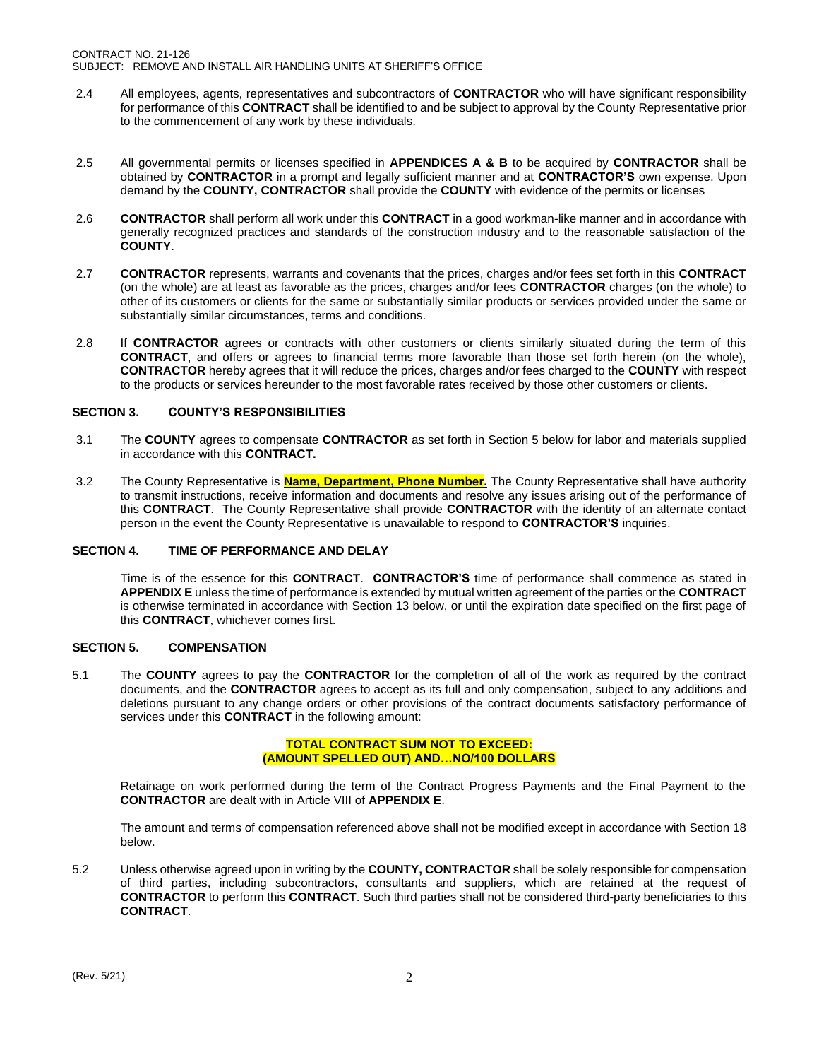2.4 All employees, agents, representatives and subcontractors of **CONTRACTOR** who will have significant responsibility for performance of this **CONTRACT** shall be identified to and be subject to approval by the County Representative prior to the commencement of any work by these individuals.

2.5 All governmental permits or licenses specified in **APPENDICES A & B** to be acquired by **CONTRACTOR** shall be obtained by **CONTRACTOR** in a prompt and legally sufficient manner and at **CONTRACTOR'S** own expense. Upon demand by the **COUNTY, CONTRACTOR** shall provide the **COUNTY** with evidence of the permits or licenses

2.6 **CONTRACTOR** shall perform all work under this **CONTRACT** in a good workman-like manner and in accordance with generally recognized practices and standards of the construction industry and to the reasonable satisfaction of the **COUNTY**.

2.7 **CONTRACTOR** represents, warrants and covenants that the prices, charges and/or fees set forth in this **CONTRACT** (on the whole) are at least as favorable as the prices, charges and/or fees **CONTRACTOR** charges (on the whole) to other of its customers or clients for the same or substantially similar products or services provided under the same or substantially similar circumstances, terms and conditions.

2.8 If **CONTRACTOR** agrees or contracts with other customers or clients similarly situated during the term of this **CONTRACT**, and offers or agrees to financial terms more favorable than those set forth herein (on the whole), **CONTRACTOR** hereby agrees that it will reduce the prices, charges and/or fees charged to the **COUNTY** with respect to the products or services hereunder to the most favorable rates received by those other customers or clients.

## SECTION 3. COUNTY'S RESPONSIBILITIES

3.1 The **COUNTY** agrees to compensate **CONTRACTOR** as set forth in Section 5 below for labor and materials supplied in accordance with this **CONTRACT.**

3.2 The County Representative is **Name, Department, Phone Number.** The County Representative shall have authority to transmit instructions, receive information and documents and resolve any issues arising out of the performance of this **CONTRACT**. The County Representative shall provide **CONTRACTOR** with the identity of an alternate contact person in the event the County Representative is unavailable to respond to **CONTRACTOR'S** inquiries.

## SECTION 4. TIME OF PERFORMANCE AND DELAY

Time is of the essence for this **CONTRACT**. **CONTRACTOR'S** time of performance shall commence as stated in **APPENDIX E** unless the time of performance is extended by mutual written agreement of the parties or the **CONTRACT** is otherwise terminated in accordance with Section 13 below, or until the expiration date specified on the first page of this **CONTRACT**, whichever comes first.

## SECTION 5. COMPENSATION

5.1 The **COUNTY** agrees to pay the **CONTRACTOR** for the completion of all of the work as required by the contract documents, and the **CONTRACTOR** agrees to accept as its full and only compensation, subject to any additions and deletions pursuant to any change orders or other provisions of the contract documents satisfactory performance of services under this **CONTRACT** in the following amount:

**TOTAL CONTRACT SUM NOT TO EXCEED:**
**(AMOUNT SPELLED OUT) AND…NO/100 DOLLARS**

Retainage on work performed during the term of the Contract Progress Payments and the Final Payment to the **CONTRACTOR** are dealt with in Article VIII of **APPENDIX E**.

The amount and terms of compensation referenced above shall not be modified except in accordance with Section 18 below.

5.2 Unless otherwise agreed upon in writing by the **COUNTY, CONTRACTOR** shall be solely responsible for compensation of third parties, including subcontractors, consultants and suppliers, which are retained at the request of **CONTRACTOR** to perform this **CONTRACT**. Such third parties shall not be considered third-party beneficiaries to this **CONTRACT**.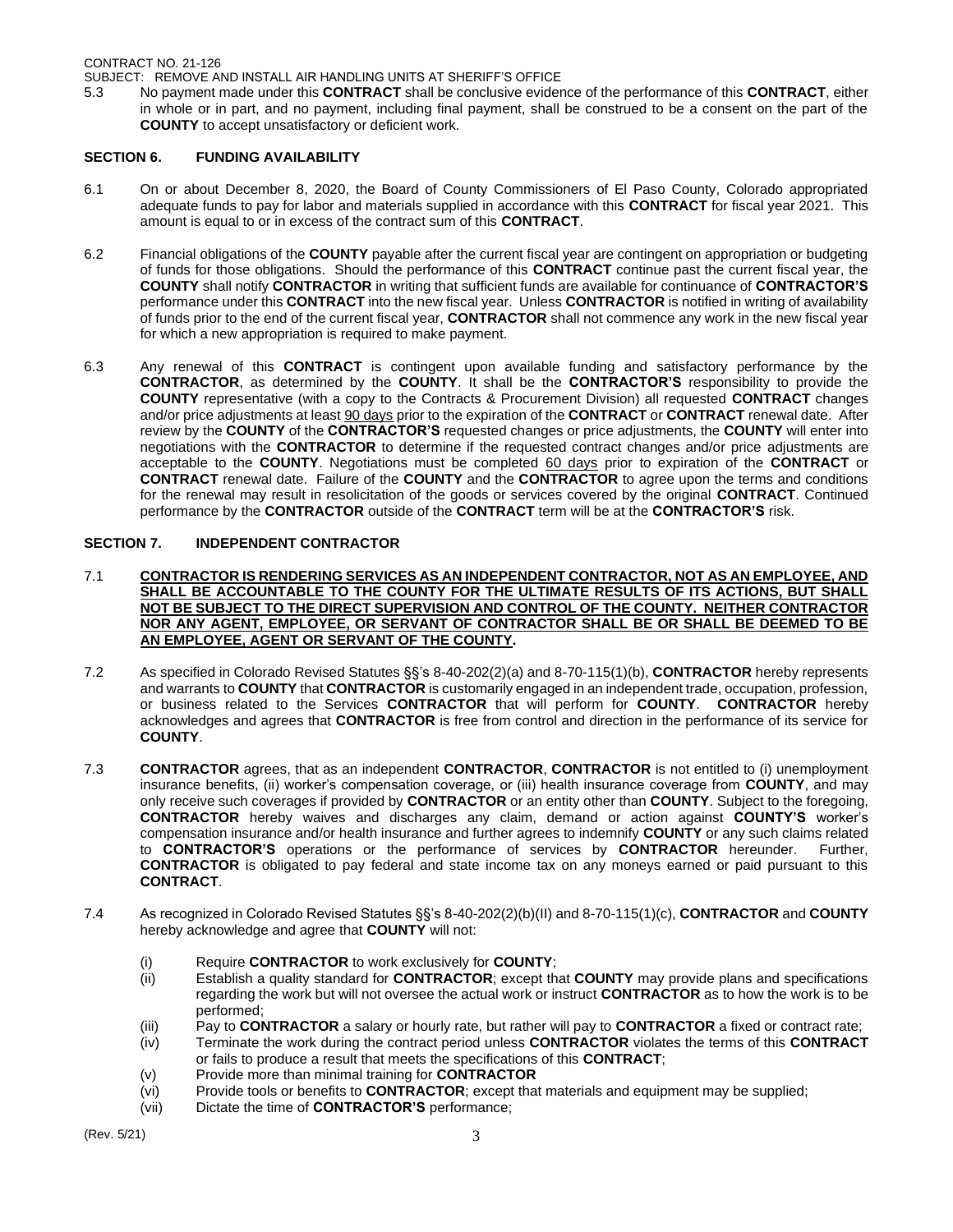5.3 No payment made under this **CONTRACT** shall be conclusive evidence of the performance of this **CONTRACT**, either in whole or in part, and no payment, including final payment, shall be construed to be a consent on the part of the **COUNTY** to accept unsatisfactory or deficient work.

## SECTION 6. FUNDING AVAILABILITY

6.1 On or about December 8, 2020, the Board of County Commissioners of El Paso County, Colorado appropriated adequate funds to pay for labor and materials supplied in accordance with this **CONTRACT** for fiscal year 2021. This amount is equal to or in excess of the contract sum of this **CONTRACT**.

6.2 Financial obligations of the **COUNTY** payable after the current fiscal year are contingent on appropriation or budgeting of funds for those obligations. Should the performance of this **CONTRACT** continue past the current fiscal year, the **COUNTY** shall notify **CONTRACTOR** in writing that sufficient funds are available for continuance of **CONTRACTOR'S** performance under this **CONTRACT** into the new fiscal year. Unless **CONTRACTOR** is notified in writing of availability of funds prior to the end of the current fiscal year, **CONTRACTOR** shall not commence any work in the new fiscal year for which a new appropriation is required to make payment.

6.3 Any renewal of this **CONTRACT** is contingent upon available funding and satisfactory performance by the **CONTRACTOR**, as determined by the **COUNTY**. It shall be the **CONTRACTOR'S** responsibility to provide the **COUNTY** representative (with a copy to the Contracts & Procurement Division) all requested **CONTRACT** changes and/or price adjustments at least 90 days prior to the expiration of the **CONTRACT** or **CONTRACT** renewal date. After review by the **COUNTY** of the **CONTRACTOR'S** requested changes or price adjustments, the **COUNTY** will enter into negotiations with the **CONTRACTOR** to determine if the requested contract changes and/or price adjustments are acceptable to the **COUNTY**. Negotiations must be completed 60 days prior to expiration of the **CONTRACT** or **CONTRACT** renewal date. Failure of the **COUNTY** and the **CONTRACTOR** to agree upon the terms and conditions for the renewal may result in resolicitation of the goods or services covered by the original **CONTRACT**. Continued performance by the **CONTRACTOR** outside of the **CONTRACT** term will be at the **CONTRACTOR'S** risk.

## SECTION 7. INDEPENDENT CONTRACTOR

7.1 **CONTRACTOR IS RENDERING SERVICES AS AN INDEPENDENT CONTRACTOR, NOT AS AN EMPLOYEE, AND SHALL BE ACCOUNTABLE TO THE COUNTY FOR THE ULTIMATE RESULTS OF ITS ACTIONS, BUT SHALL NOT BE SUBJECT TO THE DIRECT SUPERVISION AND CONTROL OF THE COUNTY. NEITHER CONTRACTOR NOR ANY AGENT, EMPLOYEE, OR SERVANT OF CONTRACTOR SHALL BE OR SHALL BE DEEMED TO BE AN EMPLOYEE, AGENT OR SERVANT OF THE COUNTY.**

7.2 As specified in Colorado Revised Statutes §§'s 8-40-202(2)(a) and 8-70-115(1)(b), **CONTRACTOR** hereby represents and warrants to **COUNTY** that **CONTRACTOR** is customarily engaged in an independent trade, occupation, profession, or business related to the Services **CONTRACTOR** that will perform for **COUNTY**. **CONTRACTOR** hereby acknowledges and agrees that **CONTRACTOR** is free from control and direction in the performance of its service for **COUNTY**.

7.3 **CONTRACTOR** agrees, that as an independent **CONTRACTOR**, **CONTRACTOR** is not entitled to (i) unemployment insurance benefits, (ii) worker's compensation coverage, or (iii) health insurance coverage from **COUNTY**, and may only receive such coverages if provided by **CONTRACTOR** or an entity other than **COUNTY**. Subject to the foregoing, **CONTRACTOR** hereby waives and discharges any claim, demand or action against **COUNTY'S** worker's compensation insurance and/or health insurance and further agrees to indemnify **COUNTY** or any such claims related to **CONTRACTOR'S** operations or the performance of services by **CONTRACTOR** hereunder. Further, **CONTRACTOR** is obligated to pay federal and state income tax on any moneys earned or paid pursuant to this **CONTRACT**.

7.4 As recognized in Colorado Revised Statutes §§'s 8-40-202(2)(b)(II) and 8-70-115(1)(c), **CONTRACTOR** and **COUNTY** hereby acknowledge and agree that **COUNTY** will not:

(i) Require **CONTRACTOR** to work exclusively for **COUNTY**;
(ii) Establish a quality standard for **CONTRACTOR**; except that **COUNTY** may provide plans and specifications regarding the work but will not oversee the actual work or instruct **CONTRACTOR** as to how the work is to be performed;
(iii) Pay to **CONTRACTOR** a salary or hourly rate, but rather will pay to **CONTRACTOR** a fixed or contract rate;
(iv) Terminate the work during the contract period unless **CONTRACTOR** violates the terms of this **CONTRACT** or fails to produce a result that meets the specifications of this **CONTRACT**;
(v) Provide more than minimal training for **CONTRACTOR**
(vi) Provide tools or benefits to **CONTRACTOR**; except that materials and equipment may be supplied;
(vii) Dictate the time of **CONTRACTOR'S** performance;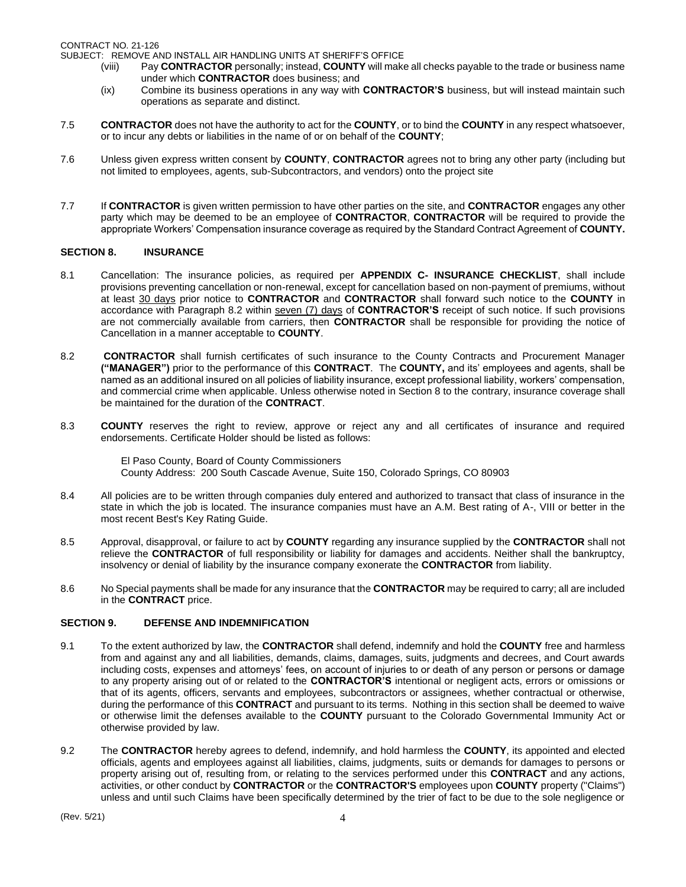(viii) Pay **CONTRACTOR** personally; instead, **COUNTY** will make all checks payable to the trade or business name under which **CONTRACTOR** does business; and

(ix) Combine its business operations in any way with **CONTRACTOR'S** business, but will instead maintain such operations as separate and distinct.

7.5 **CONTRACTOR** does not have the authority to act for the **COUNTY**, or to bind the **COUNTY** in any respect whatsoever, or to incur any debts or liabilities in the name of or on behalf of the **COUNTY**;

7.6 Unless given express written consent by **COUNTY**, **CONTRACTOR** agrees not to bring any other party (including but not limited to employees, agents, sub-Subcontractors, and vendors) onto the project site

7.7 If **CONTRACTOR** is given written permission to have other parties on the site, and **CONTRACTOR** engages any other party which may be deemed to be an employee of **CONTRACTOR**, **CONTRACTOR** will be required to provide the appropriate Workers' Compensation insurance coverage as required by the Standard Contract Agreement of **COUNTY.**

## SECTION 8. INSURANCE

8.1 Cancellation: The insurance policies, as required per **APPENDIX C- INSURANCE CHECKLIST**, shall include provisions preventing cancellation or non-renewal, except for cancellation based on non-payment of premiums, without at least 30 days prior notice to **CONTRACTOR** and **CONTRACTOR** shall forward such notice to the **COUNTY** in accordance with Paragraph 8.2 within seven (7) days of **CONTRACTOR'S** receipt of such notice. If such provisions are not commercially available from carriers, then **CONTRACTOR** shall be responsible for providing the notice of Cancellation in a manner acceptable to **COUNTY**.

8.2 **CONTRACTOR** shall furnish certificates of such insurance to the County Contracts and Procurement Manager **("MANAGER")** prior to the performance of this **CONTRACT**. The **COUNTY,** and its' employees and agents, shall be named as an additional insured on all policies of liability insurance, except professional liability, workers' compensation, and commercial crime when applicable. Unless otherwise noted in Section 8 to the contrary, insurance coverage shall be maintained for the duration of the **CONTRACT**.

8.3 **COUNTY** reserves the right to review, approve or reject any and all certificates of insurance and required endorsements. Certificate Holder should be listed as follows:

El Paso County, Board of County Commissioners
County Address: 200 South Cascade Avenue, Suite 150, Colorado Springs, CO 80903

8.4 All policies are to be written through companies duly entered and authorized to transact that class of insurance in the state in which the job is located. The insurance companies must have an A.M. Best rating of A-, VIII or better in the most recent Best's Key Rating Guide.

8.5 Approval, disapproval, or failure to act by **COUNTY** regarding any insurance supplied by the **CONTRACTOR** shall not relieve the **CONTRACTOR** of full responsibility or liability for damages and accidents. Neither shall the bankruptcy, insolvency or denial of liability by the insurance company exonerate the **CONTRACTOR** from liability.

8.6 No Special payments shall be made for any insurance that the **CONTRACTOR** may be required to carry; all are included in the **CONTRACT** price.

## SECTION 9. DEFENSE AND INDEMNIFICATION

9.1 To the extent authorized by law, the **CONTRACTOR** shall defend, indemnify and hold the **COUNTY** free and harmless from and against any and all liabilities, demands, claims, damages, suits, judgments and decrees, and Court awards including costs, expenses and attorneys' fees, on account of injuries to or death of any person or persons or damage to any property arising out of or related to the **CONTRACTOR'S** intentional or negligent acts, errors or omissions or that of its agents, officers, servants and employees, subcontractors or assignees, whether contractual or otherwise, during the performance of this **CONTRACT** and pursuant to its terms. Nothing in this section shall be deemed to waive or otherwise limit the defenses available to the **COUNTY** pursuant to the Colorado Governmental Immunity Act or otherwise provided by law.

9.2 The **CONTRACTOR** hereby agrees to defend, indemnify, and hold harmless the **COUNTY**, its appointed and elected officials, agents and employees against all liabilities, claims, judgments, suits or demands for damages to persons or property arising out of, resulting from, or relating to the services performed under this **CONTRACT** and any actions, activities, or other conduct by **CONTRACTOR** or the **CONTRACTOR'S** employees upon **COUNTY** property ("Claims") unless and until such Claims have been specifically determined by the trier of fact to be due to the sole negligence or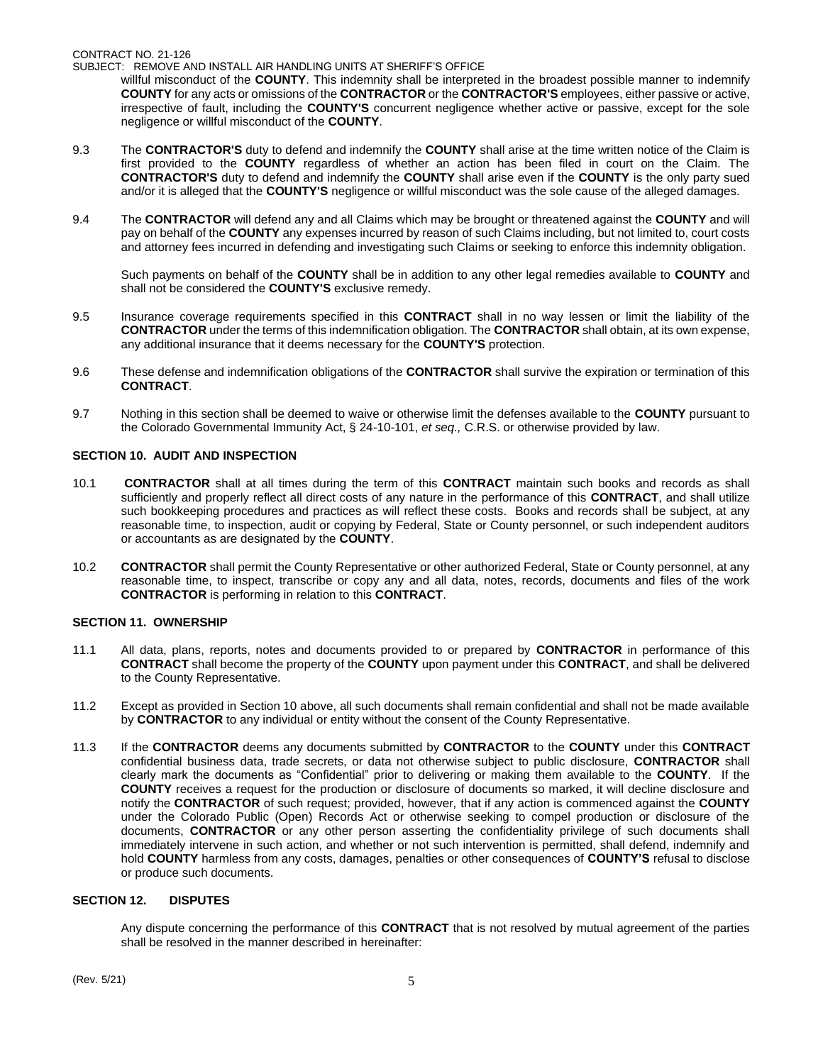willful misconduct of the **COUNTY**. This indemnity shall be interpreted in the broadest possible manner to indemnify **COUNTY** for any acts or omissions of the **CONTRACTOR** or the **CONTRACTOR'S** employees, either passive or active, irrespective of fault, including the **COUNTY'S** concurrent negligence whether active or passive, except for the sole negligence or willful misconduct of the **COUNTY**.

9.3 The **CONTRACTOR'S** duty to defend and indemnify the **COUNTY** shall arise at the time written notice of the Claim is first provided to the **COUNTY** regardless of whether an action has been filed in court on the Claim. The **CONTRACTOR'S** duty to defend and indemnify the **COUNTY** shall arise even if the **COUNTY** is the only party sued and/or it is alleged that the **COUNTY'S** negligence or willful misconduct was the sole cause of the alleged damages.

9.4 The **CONTRACTOR** will defend any and all Claims which may be brought or threatened against the **COUNTY** and will pay on behalf of the **COUNTY** any expenses incurred by reason of such Claims including, but not limited to, court costs and attorney fees incurred in defending and investigating such Claims or seeking to enforce this indemnity obligation.

Such payments on behalf of the **COUNTY** shall be in addition to any other legal remedies available to **COUNTY** and shall not be considered the **COUNTY'S** exclusive remedy.

9.5 Insurance coverage requirements specified in this **CONTRACT** shall in no way lessen or limit the liability of the **CONTRACTOR** under the terms of this indemnification obligation. The **CONTRACTOR** shall obtain, at its own expense, any additional insurance that it deems necessary for the **COUNTY'S** protection.

9.6 These defense and indemnification obligations of the **CONTRACTOR** shall survive the expiration or termination of this **CONTRACT**.

9.7 Nothing in this section shall be deemed to waive or otherwise limit the defenses available to the **COUNTY** pursuant to the Colorado Governmental Immunity Act, § 24-10-101, *et seq.,* C.R.S. or otherwise provided by law.

**SECTION 10. AUDIT AND INSPECTION**

10.1 **CONTRACTOR** shall at all times during the term of this **CONTRACT** maintain such books and records as shall sufficiently and properly reflect all direct costs of any nature in the performance of this **CONTRACT**, and shall utilize such bookkeeping procedures and practices as will reflect these costs. Books and records shall be subject, at any reasonable time, to inspection, audit or copying by Federal, State or County personnel, or such independent auditors or accountants as are designated by the **COUNTY**.

10.2 **CONTRACTOR** shall permit the County Representative or other authorized Federal, State or County personnel, at any reasonable time, to inspect, transcribe or copy any and all data, notes, records, documents and files of the work **CONTRACTOR** is performing in relation to this **CONTRACT**.

**SECTION 11. OWNERSHIP**

11.1 All data, plans, reports, notes and documents provided to or prepared by **CONTRACTOR** in performance of this **CONTRACT** shall become the property of the **COUNTY** upon payment under this **CONTRACT**, and shall be delivered to the County Representative.

11.2 Except as provided in Section 10 above, all such documents shall remain confidential and shall not be made available by **CONTRACTOR** to any individual or entity without the consent of the County Representative.

11.3 If the **CONTRACTOR** deems any documents submitted by **CONTRACTOR** to the **COUNTY** under this **CONTRACT** confidential business data, trade secrets, or data not otherwise subject to public disclosure, **CONTRACTOR** shall clearly mark the documents as "Confidential" prior to delivering or making them available to the **COUNTY**. If the **COUNTY** receives a request for the production or disclosure of documents so marked, it will decline disclosure and notify the **CONTRACTOR** of such request; provided, however, that if any action is commenced against the **COUNTY** under the Colorado Public (Open) Records Act or otherwise seeking to compel production or disclosure of the documents, **CONTRACTOR** or any other person asserting the confidentiality privilege of such documents shall immediately intervene in such action, and whether or not such intervention is permitted, shall defend, indemnify and hold **COUNTY** harmless from any costs, damages, penalties or other consequences of **COUNTY'S** refusal to disclose or produce such documents.

**SECTION 12. DISPUTES**

Any dispute concerning the performance of this **CONTRACT** that is not resolved by mutual agreement of the parties shall be resolved in the manner described in hereinafter: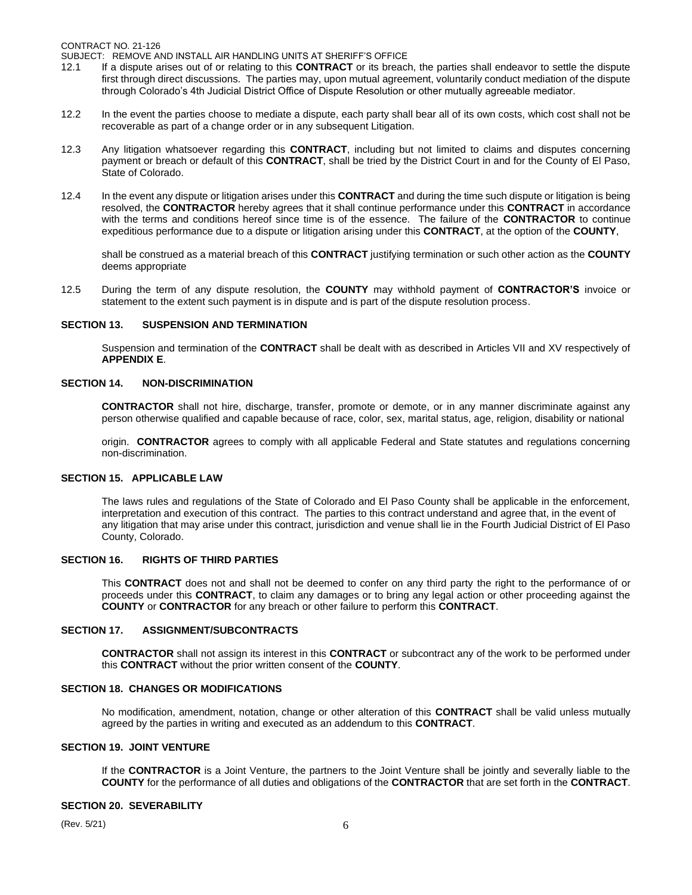12.1 If a dispute arises out of or relating to this **CONTRACT** or its breach, the parties shall endeavor to settle the dispute first through direct discussions. The parties may, upon mutual agreement, voluntarily conduct mediation of the dispute through Colorado's 4th Judicial District Office of Dispute Resolution or other mutually agreeable mediator.

12.2 In the event the parties choose to mediate a dispute, each party shall bear all of its own costs, which cost shall not be recoverable as part of a change order or in any subsequent Litigation.

12.3 Any litigation whatsoever regarding this **CONTRACT**, including but not limited to claims and disputes concerning payment or breach or default of this **CONTRACT**, shall be tried by the District Court in and for the County of El Paso, State of Colorado.

12.4 In the event any dispute or litigation arises under this **CONTRACT** and during the time such dispute or litigation is being resolved, the **CONTRACTOR** hereby agrees that it shall continue performance under this **CONTRACT** in accordance with the terms and conditions hereof since time is of the essence. The failure of the **CONTRACTOR** to continue expeditious performance due to a dispute or litigation arising under this **CONTRACT**, at the option of the **COUNTY**,

shall be construed as a material breach of this **CONTRACT** justifying termination or such other action as the **COUNTY** deems appropriate

12.5 During the term of any dispute resolution, the **COUNTY** may withhold payment of **CONTRACTOR'S** invoice or statement to the extent such payment is in dispute and is part of the dispute resolution process.

## SECTION 13. SUSPENSION AND TERMINATION

Suspension and termination of the **CONTRACT** shall be dealt with as described in Articles VII and XV respectively of **APPENDIX E**.

## SECTION 14. NON-DISCRIMINATION

**CONTRACTOR** shall not hire, discharge, transfer, promote or demote, or in any manner discriminate against any person otherwise qualified and capable because of race, color, sex, marital status, age, religion, disability or national

origin. **CONTRACTOR** agrees to comply with all applicable Federal and State statutes and regulations concerning non-discrimination.

## SECTION 15. APPLICABLE LAW

The laws rules and regulations of the State of Colorado and El Paso County shall be applicable in the enforcement, interpretation and execution of this contract. The parties to this contract understand and agree that, in the event of any litigation that may arise under this contract, jurisdiction and venue shall lie in the Fourth Judicial District of El Paso County, Colorado.

## SECTION 16. RIGHTS OF THIRD PARTIES

This **CONTRACT** does not and shall not be deemed to confer on any third party the right to the performance of or proceeds under this **CONTRACT**, to claim any damages or to bring any legal action or other proceeding against the **COUNTY** or **CONTRACTOR** for any breach or other failure to perform this **CONTRACT**.

## SECTION 17. ASSIGNMENT/SUBCONTRACTS

**CONTRACTOR** shall not assign its interest in this **CONTRACT** or subcontract any of the work to be performed under this **CONTRACT** without the prior written consent of the **COUNTY**.

## SECTION 18. CHANGES OR MODIFICATIONS

No modification, amendment, notation, change or other alteration of this **CONTRACT** shall be valid unless mutually agreed by the parties in writing and executed as an addendum to this **CONTRACT**.

## SECTION 19. JOINT VENTURE

If the **CONTRACTOR** is a Joint Venture, the partners to the Joint Venture shall be jointly and severally liable to the **COUNTY** for the performance of all duties and obligations of the **CONTRACTOR** that are set forth in the **CONTRACT**.

## SECTION 20. SEVERABILITY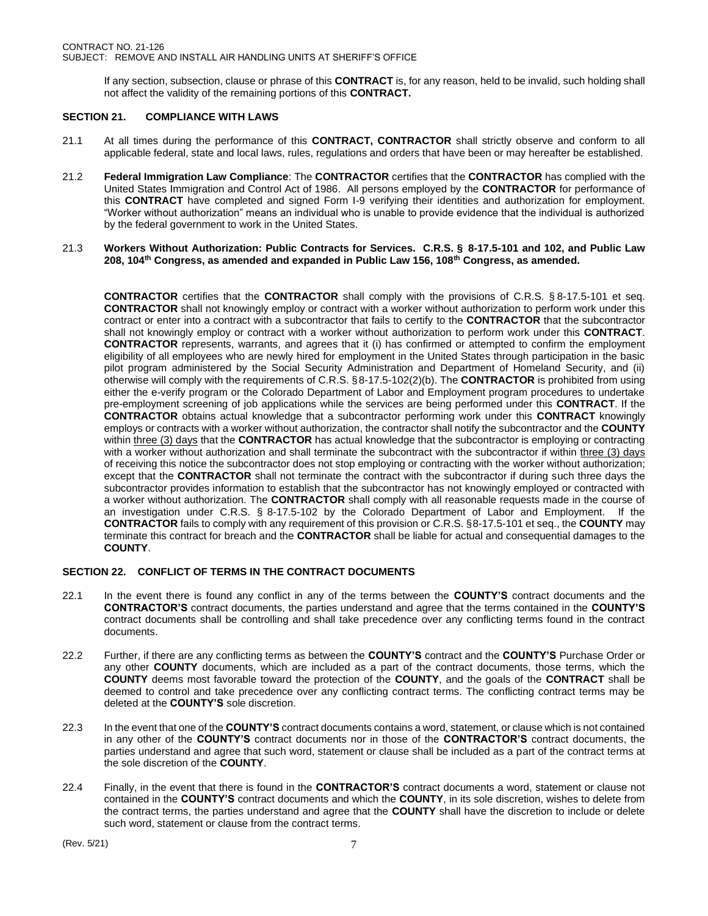If any section, subsection, clause or phrase of this **CONTRACT** is, for any reason, held to be invalid, such holding shall not affect the validity of the remaining portions of this **CONTRACT.**

## SECTION 21. COMPLIANCE WITH LAWS

21.1 At all times during the performance of this **CONTRACT, CONTRACTOR** shall strictly observe and conform to all applicable federal, state and local laws, rules, regulations and orders that have been or may hereafter be established.

21.2 **Federal Immigration Law Compliance**: The **CONTRACTOR** certifies that the **CONTRACTOR** has complied with the United States Immigration and Control Act of 1986. All persons employed by the **CONTRACTOR** for performance of this **CONTRACT** have completed and signed Form I-9 verifying their identities and authorization for employment. "Worker without authorization" means an individual who is unable to provide evidence that the individual is authorized by the federal government to work in the United States.

21.3 **Workers Without Authorization: Public Contracts for Services. C.R.S. § 8-17.5-101 and 102, and Public Law 208, 104th Congress, as amended and expanded in Public Law 156, 108th Congress, as amended.**

**CONTRACTOR** certifies that the **CONTRACTOR** shall comply with the provisions of C.R.S. § 8-17.5-101 et seq. **CONTRACTOR** shall not knowingly employ or contract with a worker without authorization to perform work under this contract or enter into a contract with a subcontractor that fails to certify to the **CONTRACTOR** that the subcontractor shall not knowingly employ or contract with a worker without authorization to perform work under this **CONTRACT**. **CONTRACTOR** represents, warrants, and agrees that it (i) has confirmed or attempted to confirm the employment eligibility of all employees who are newly hired for employment in the United States through participation in the basic pilot program administered by the Social Security Administration and Department of Homeland Security, and (ii) otherwise will comply with the requirements of C.R.S. § 8-17.5-102(2)(b). The **CONTRACTOR** is prohibited from using either the e-verify program or the Colorado Department of Labor and Employment program procedures to undertake pre-employment screening of job applications while the services are being performed under this **CONTRACT**. If the **CONTRACTOR** obtains actual knowledge that a subcontractor performing work under this **CONTRACT** knowingly employs or contracts with a worker without authorization, the contractor shall notify the subcontractor and the **COUNTY** within three (3) days that the **CONTRACTOR** has actual knowledge that the subcontractor is employing or contracting with a worker without authorization and shall terminate the subcontract with the subcontractor if within three (3) days of receiving this notice the subcontractor does not stop employing or contracting with the worker without authorization; except that the **CONTRACTOR** shall not terminate the contract with the subcontractor if during such three days the subcontractor provides information to establish that the subcontractor has not knowingly employed or contracted with a worker without authorization. The **CONTRACTOR** shall comply with all reasonable requests made in the course of an investigation under C.R.S. § 8-17.5-102 by the Colorado Department of Labor and Employment. If the **CONTRACTOR** fails to comply with any requirement of this provision or C.R.S. §8-17.5-101 et seq., the **COUNTY** may terminate this contract for breach and the **CONTRACTOR** shall be liable for actual and consequential damages to the **COUNTY**.

## SECTION 22. CONFLICT OF TERMS IN THE CONTRACT DOCUMENTS

22.1 In the event there is found any conflict in any of the terms between the **COUNTY'S** contract documents and the **CONTRACTOR'S** contract documents, the parties understand and agree that the terms contained in the **COUNTY'S** contract documents shall be controlling and shall take precedence over any conflicting terms found in the contract documents.

22.2 Further, if there are any conflicting terms as between the **COUNTY'S** contract and the **COUNTY'S** Purchase Order or any other **COUNTY** documents, which are included as a part of the contract documents, those terms, which the **COUNTY** deems most favorable toward the protection of the **COUNTY**, and the goals of the **CONTRACT** shall be deemed to control and take precedence over any conflicting contract terms. The conflicting contract terms may be deleted at the **COUNTY'S** sole discretion.

22.3 In the event that one of the **COUNTY'S** contract documents contains a word, statement, or clause which is not contained in any other of the **COUNTY'S** contract documents nor in those of the **CONTRACTOR'S** contract documents, the parties understand and agree that such word, statement or clause shall be included as a part of the contract terms at the sole discretion of the **COUNTY**.

22.4 Finally, in the event that there is found in the **CONTRACTOR'S** contract documents a word, statement or clause not contained in the **COUNTY'S** contract documents and which the **COUNTY**, in its sole discretion, wishes to delete from the contract terms, the parties understand and agree that the **COUNTY** shall have the discretion to include or delete such word, statement or clause from the contract terms.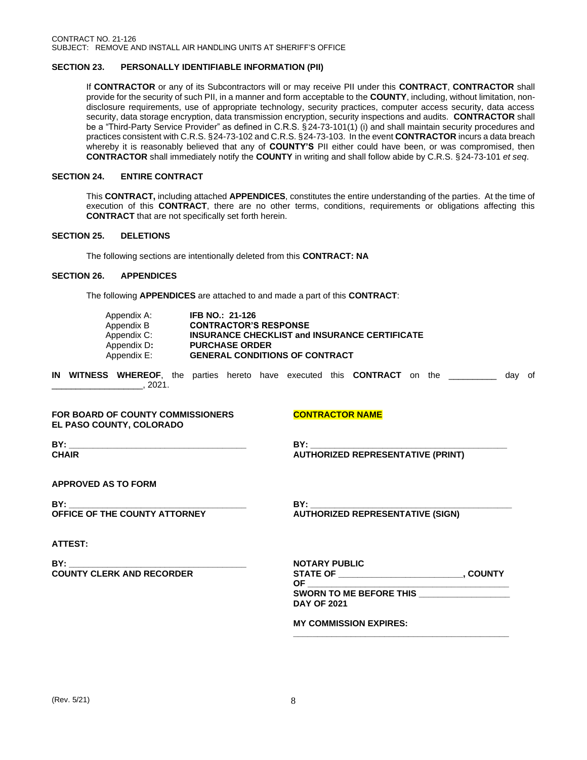**SECTION 23. PERSONALLY IDENTIFIABLE INFORMATION (PII)**

If **CONTRACTOR** or any of its Subcontractors will or may receive PII under this **CONTRACT**, **CONTRACTOR** shall provide for the security of such PII, in a manner and form acceptable to the **COUNTY**, including, without limitation, non-disclosure requirements, use of appropriate technology, security practices, computer access security, data access security, data storage encryption, data transmission encryption, security inspections and audits. **CONTRACTOR** shall be a "Third-Party Service Provider" as defined in C.R.S. §24-73-101(1) (i) and shall maintain security procedures and practices consistent with C.R.S. §24-73-102 and C.R.S. §24-73-103. In the event **CONTRACTOR** incurs a data breach whereby it is reasonably believed that any of **COUNTY'S** PII either could have been, or was compromised, then **CONTRACTOR** shall immediately notify the **COUNTY** in writing and shall follow abide by C.R.S. §24-73-101 *et seq*.

**SECTION 24. ENTIRE CONTRACT**

This **CONTRACT,** including attached **APPENDICES**, constitutes the entire understanding of the parties. At the time of execution of this **CONTRACT**, there are no other terms, conditions, requirements or obligations affecting this **CONTRACT** that are not specifically set forth herein.

**SECTION 25. DELETIONS**

The following sections are intentionally deleted from this **CONTRACT: NA**

**SECTION 26. APPENDICES**

The following **APPENDICES** are attached to and made a part of this **CONTRACT**:

| | |
|---|---|
| Appendix A: | **IFB NO.: 21-126** |
| Appendix B | **CONTRACTOR'S RESPONSE** |
| Appendix C: | **INSURANCE CHECKLIST and INSURANCE CERTIFICATE** |
| Appendix D**:** | **PURCHASE ORDER** |
| Appendix E: | **GENERAL CONDITIONS OF CONTRACT** |

**IN WITNESS WHEREOF**, the parties hereto have executed this **CONTRACT** on the __________ day of ___________________, 2021.

**FOR BOARD OF COUNTY COMMISSIONERS**
**EL PASO COUNTY, COLORADO**

**BY:** _____________________________________
**CHAIR**

**APPROVED AS TO FORM**

**BY:** _____________________________________
**OFFICE OF THE COUNTY ATTORNEY**

**ATTEST:**

**BY:** _____________________________________
**COUNTY CLERK AND RECORDER**

**CONTRACTOR NAME**

**BY:** _________________________________________
**AUTHORIZED REPRESENTATIVE (PRINT)**

**BY:** _________________________________________
**AUTHORIZED REPRESENTATIVE (SIGN)**

**NOTARY PUBLIC**
**STATE OF _________________________, COUNTY OF _________________________________________**
**SWORN TO ME BEFORE THIS __________________ DAY OF 2021**

**MY COMMISSION EXPIRES:**
_____________________________________________

(Rev. 5/21)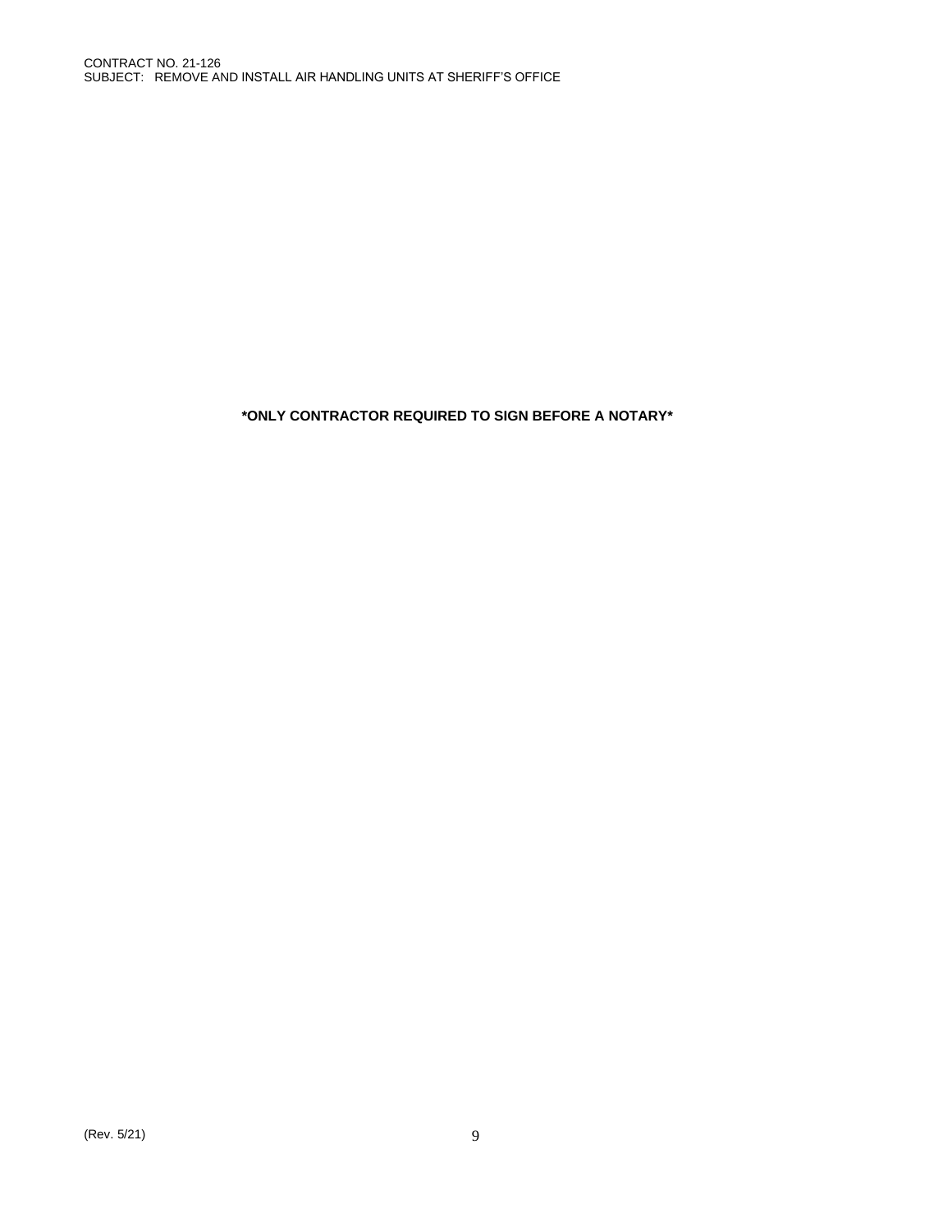**\*ONLY CONTRACTOR REQUIRED TO SIGN BEFORE A NOTARY\***